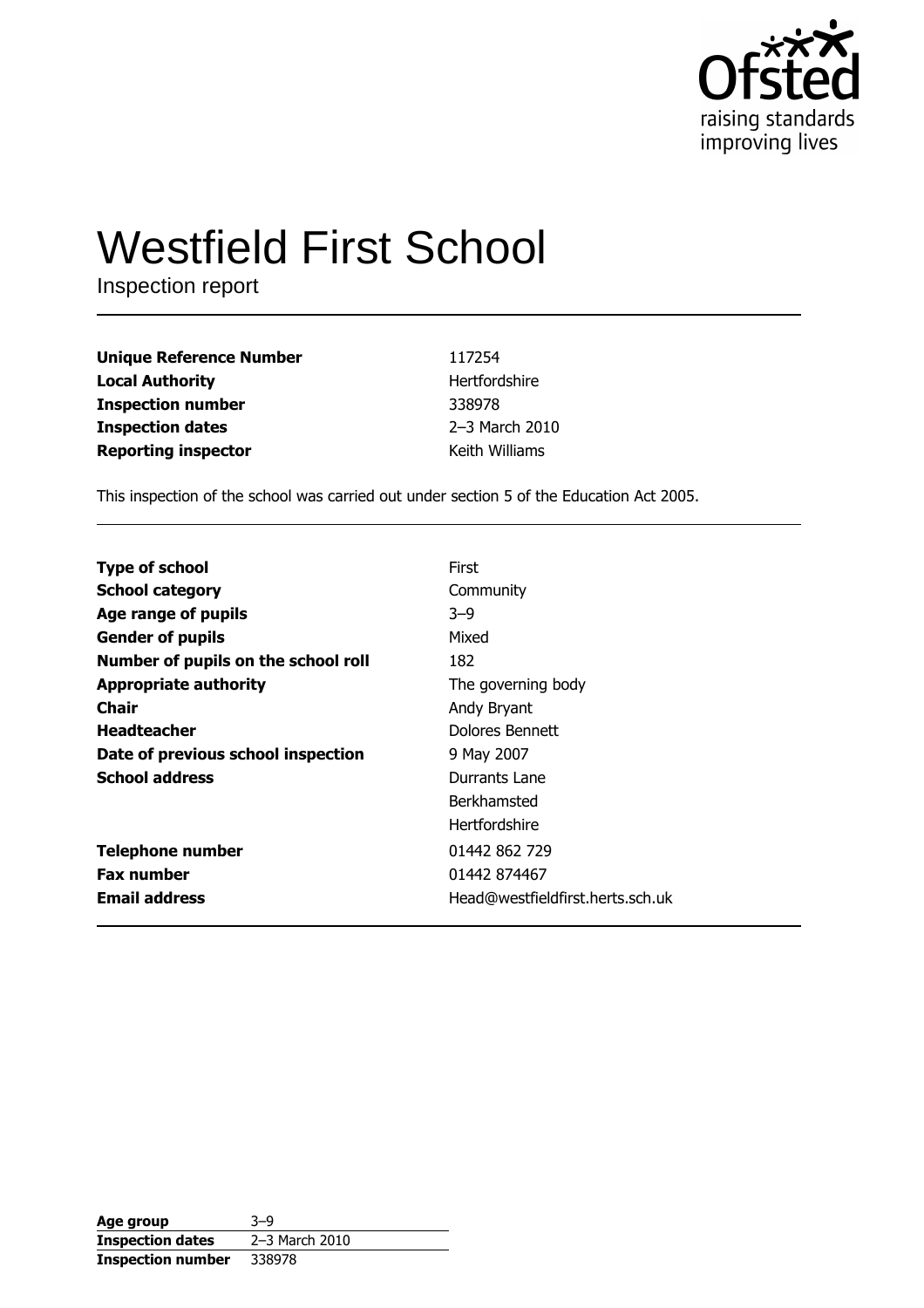Ofsted
raising standards
improving lives

# Westfield First School

Inspection report

| | |
|---|---|
| **Unique Reference Number** | 117254 |
| **Local Authority** | Hertfordshire |
| **Inspection number** | 338978 |
| **Inspection dates** | 2–3 March 2010 |
| **Reporting inspector** | Keith Williams |

This inspection of the school was carried out under section 5 of the Education Act 2005.

| | |
|---|---|
| **Type of school** | First |
| **School category** | Community |
| **Age range of pupils** | 3–9 |
| **Gender of pupils** | Mixed |
| **Number of pupils on the school roll** | 182 |
| **Appropriate authority** | The governing body |
| **Chair** | Andy Bryant |
| **Headteacher** | Dolores Bennett |
| **Date of previous school inspection** | 9 May 2007 |
| **School address** | Durrants Lane<br>Berkhamsted<br>Hertfordshire |
| **Telephone number** | 01442 862 729 |
| **Fax number** | 01442 874467 |
| **Email address** | Head@westfieldfirst.herts.sch.uk |

| | |
|---|---|
| **Age group** | 3–9 |
| **Inspection dates** | 2–3 March 2010 |
| **Inspection number** | 338978 |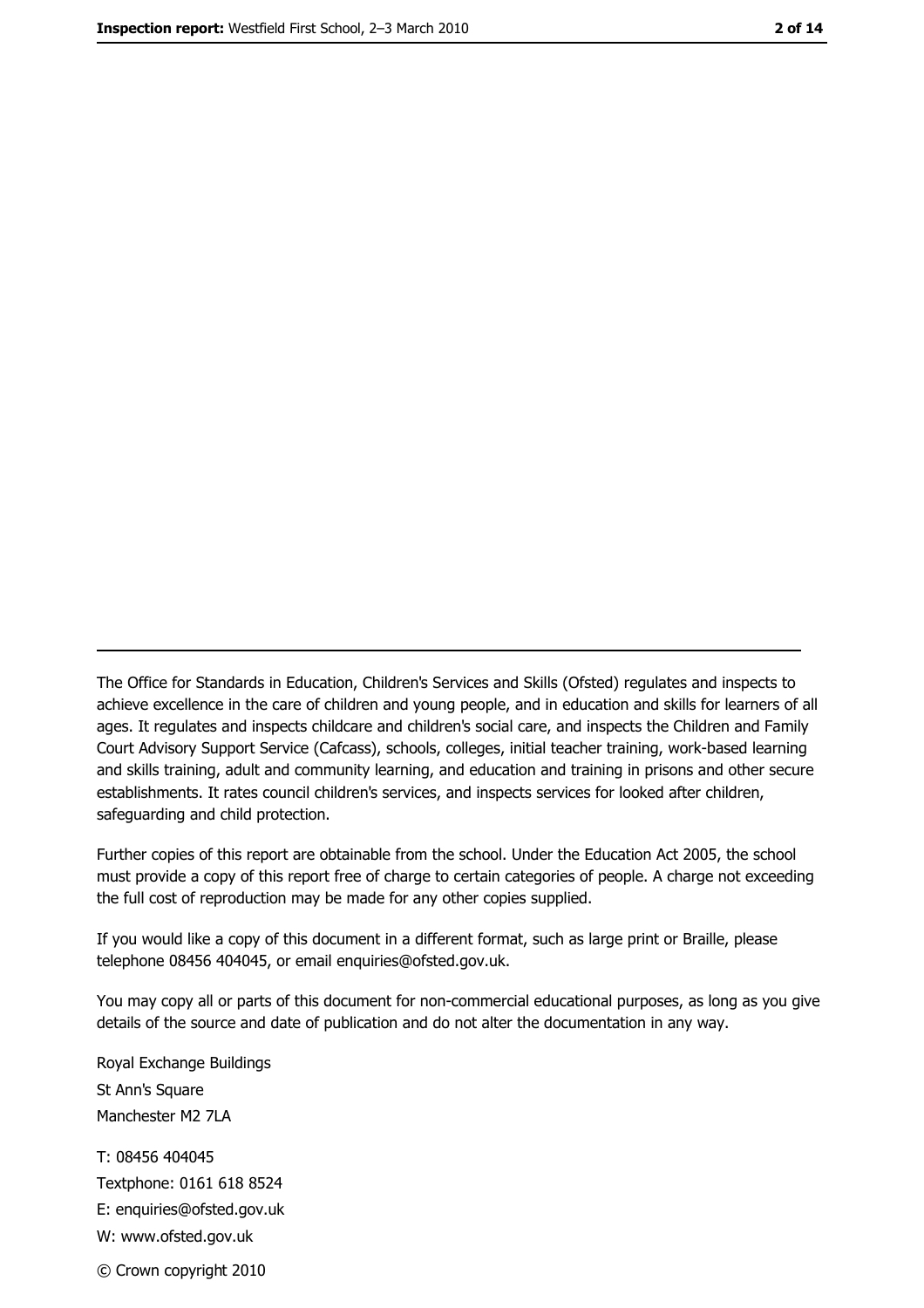The Office for Standards in Education, Children's Services and Skills (Ofsted) regulates and inspects to achieve excellence in the care of children and young people, and in education and skills for learners of all ages. It regulates and inspects childcare and children's social care, and inspects the Children and Family Court Advisory Support Service (Cafcass), schools, colleges, initial teacher training, work-based learning and skills training, adult and community learning, and education and training in prisons and other secure establishments. It rates council children's services, and inspects services for looked after children, safeguarding and child protection.

Further copies of this report are obtainable from the school. Under the Education Act 2005, the school must provide a copy of this report free of charge to certain categories of people. A charge not exceeding the full cost of reproduction may be made for any other copies supplied.

If you would like a copy of this document in a different format, such as large print or Braille, please telephone 08456 404045, or email enquiries@ofsted.gov.uk.

You may copy all or parts of this document for non-commercial educational purposes, as long as you give details of the source and date of publication and do not alter the documentation in any way.

Royal Exchange Buildings
St Ann's Square
Manchester M2 7LA

T: 08456 404045
Textphone: 0161 618 8524
E: enquiries@ofsted.gov.uk
W: www.ofsted.gov.uk

© Crown copyright 2010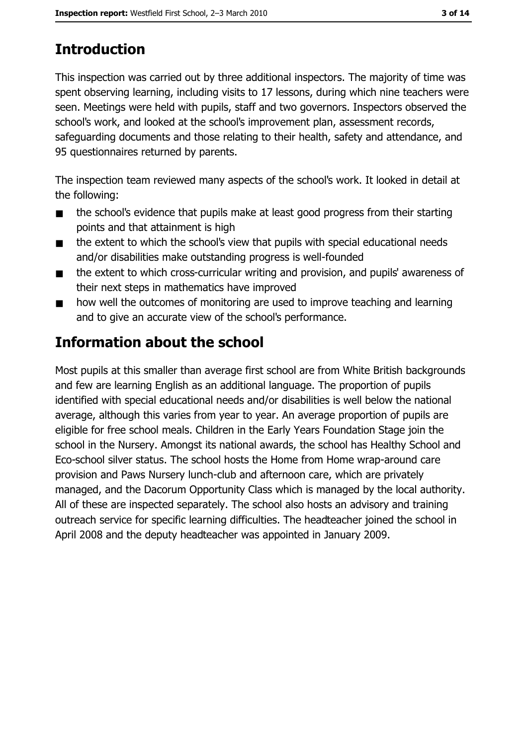## Introduction

This inspection was carried out by three additional inspectors. The majority of time was spent observing learning, including visits to 17 lessons, during which nine teachers were seen. Meetings were held with pupils, staff and two governors. Inspectors observed the school's work, and looked at the school's improvement plan, assessment records, safeguarding documents and those relating to their health, safety and attendance, and 95 questionnaires returned by parents.

The inspection team reviewed many aspects of the school's work. It looked in detail at the following:

- the school's evidence that pupils make at least good progress from their starting points and that attainment is high
- the extent to which the school's view that pupils with special educational needs and/or disabilities make outstanding progress is well-founded
- the extent to which cross-curricular writing and provision, and pupils' awareness of their next steps in mathematics have improved
- how well the outcomes of monitoring are used to improve teaching and learning and to give an accurate view of the school's performance.

## Information about the school

Most pupils at this smaller than average first school are from White British backgrounds and few are learning English as an additional language. The proportion of pupils identified with special educational needs and/or disabilities is well below the national average, although this varies from year to year. An average proportion of pupils are eligible for free school meals. Children in the Early Years Foundation Stage join the school in the Nursery. Amongst its national awards, the school has Healthy School and Eco-school silver status. The school hosts the Home from Home wrap-around care provision and Paws Nursery lunch-club and afternoon care, which are privately managed, and the Dacorum Opportunity Class which is managed by the local authority. All of these are inspected separately. The school also hosts an advisory and training outreach service for specific learning difficulties. The headteacher joined the school in April 2008 and the deputy headteacher was appointed in January 2009.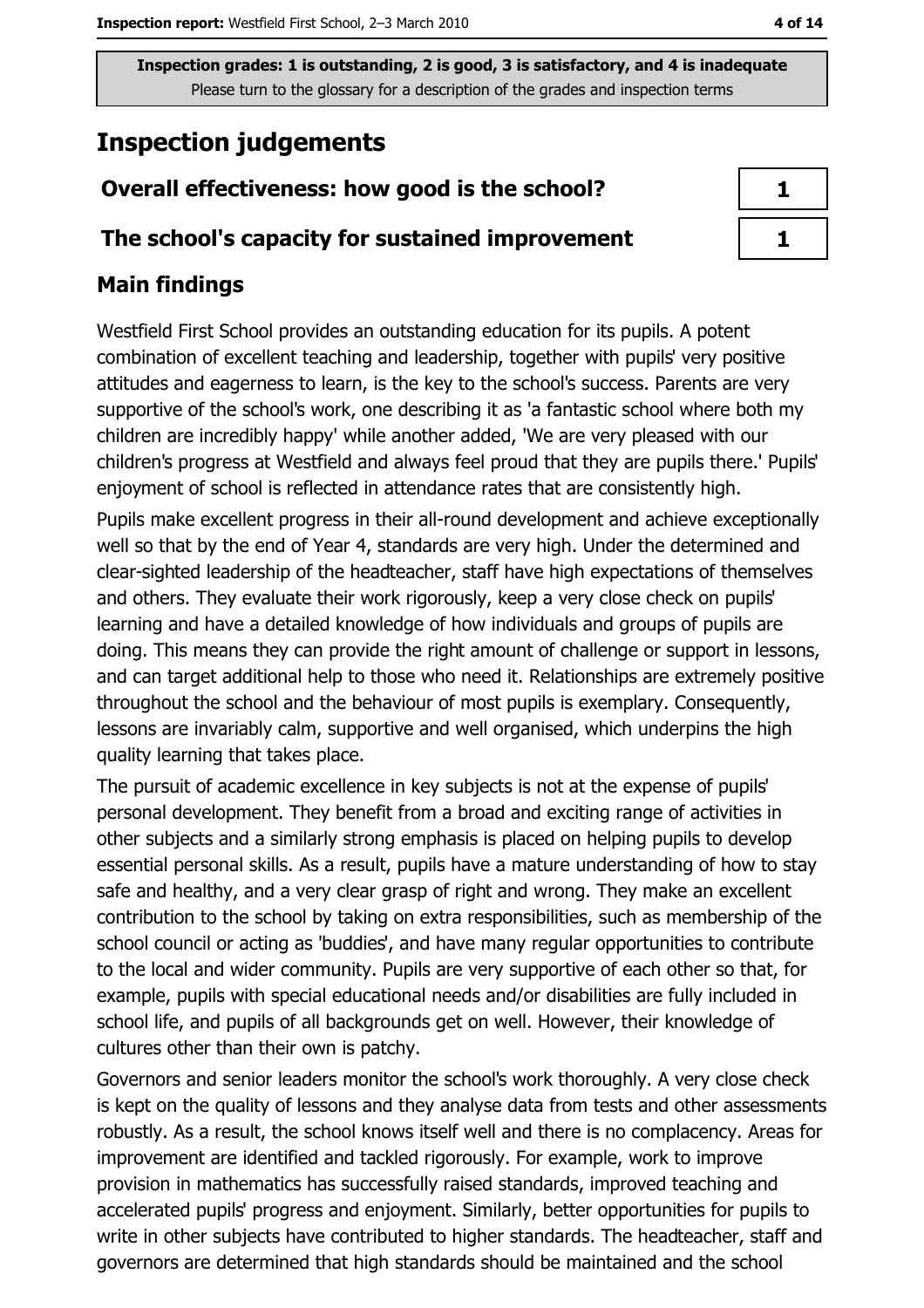Inspection grades: 1 is outstanding, 2 is good, 3 is satisfactory, and 4 is inadequate
Please turn to the glossary for a description of the grades and inspection terms

# Inspection judgements

| | |
|---|---|
| **Overall effectiveness: how good is the school?** | 1 |
| **The school's capacity for sustained improvement** | 1 |

## Main findings

Westfield First School provides an outstanding education for its pupils. A potent combination of excellent teaching and leadership, together with pupils' very positive attitudes and eagerness to learn, is the key to the school's success. Parents are very supportive of the school's work, one describing it as 'a fantastic school where both my children are incredibly happy' while another added, 'We are very pleased with our children's progress at Westfield and always feel proud that they are pupils there.' Pupils' enjoyment of school is reflected in attendance rates that are consistently high.

Pupils make excellent progress in their all-round development and achieve exceptionally well so that by the end of Year 4, standards are very high. Under the determined and clear-sighted leadership of the headteacher, staff have high expectations of themselves and others. They evaluate their work rigorously, keep a very close check on pupils' learning and have a detailed knowledge of how individuals and groups of pupils are doing. This means they can provide the right amount of challenge or support in lessons, and can target additional help to those who need it. Relationships are extremely positive throughout the school and the behaviour of most pupils is exemplary. Consequently, lessons are invariably calm, supportive and well organised, which underpins the high quality learning that takes place.

The pursuit of academic excellence in key subjects is not at the expense of pupils' personal development. They benefit from a broad and exciting range of activities in other subjects and a similarly strong emphasis is placed on helping pupils to develop essential personal skills. As a result, pupils have a mature understanding of how to stay safe and healthy, and a very clear grasp of right and wrong. They make an excellent contribution to the school by taking on extra responsibilities, such as membership of the school council or acting as 'buddies', and have many regular opportunities to contribute to the local and wider community. Pupils are very supportive of each other so that, for example, pupils with special educational needs and/or disabilities are fully included in school life, and pupils of all backgrounds get on well. However, their knowledge of cultures other than their own is patchy.

Governors and senior leaders monitor the school's work thoroughly. A very close check is kept on the quality of lessons and they analyse data from tests and other assessments robustly. As a result, the school knows itself well and there is no complacency. Areas for improvement are identified and tackled rigorously. For example, work to improve provision in mathematics has successfully raised standards, improved teaching and accelerated pupils' progress and enjoyment. Similarly, better opportunities for pupils to write in other subjects have contributed to higher standards. The headteacher, staff and governors are determined that high standards should be maintained and the school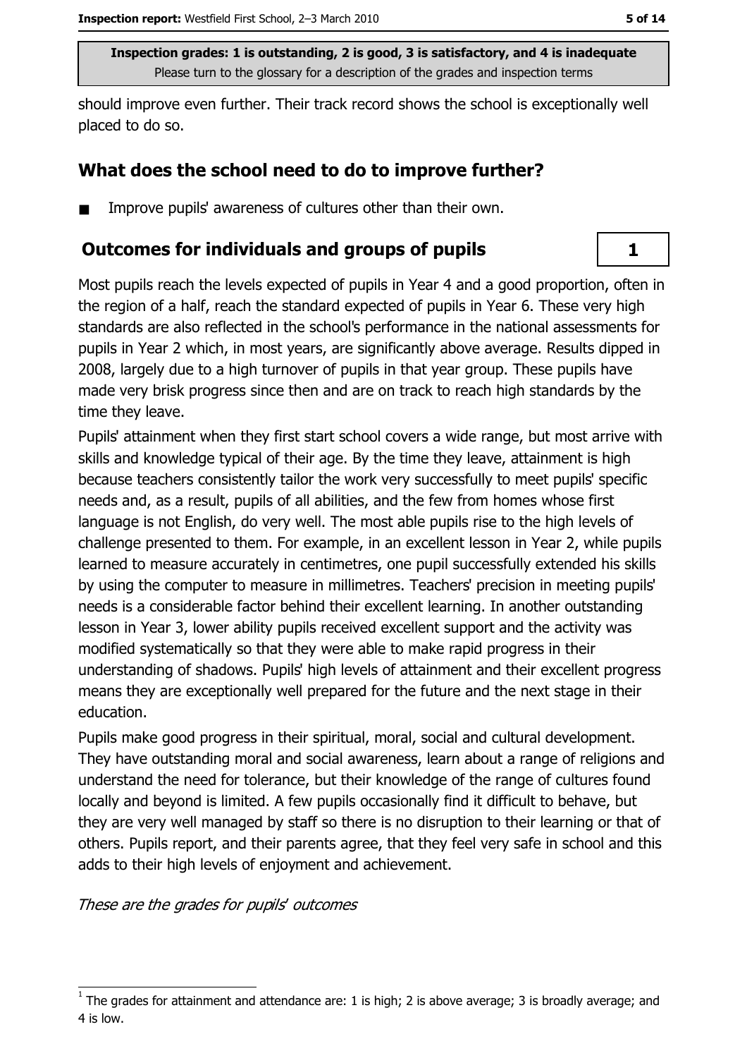Inspection grades: 1 is outstanding, 2 is good, 3 is satisfactory, and 4 is inadequate
Please turn to the glossary for a description of the grades and inspection terms

should improve even further. Their track record shows the school is exceptionally well placed to do so.

## What does the school need to do to improve further?

- Improve pupils' awareness of cultures other than their own.

## Outcomes for individuals and groups of pupils

**1**

Most pupils reach the levels expected of pupils in Year 4 and a good proportion, often in the region of a half, reach the standard expected of pupils in Year 6. These very high standards are also reflected in the school's performance in the national assessments for pupils in Year 2 which, in most years, are significantly above average. Results dipped in 2008, largely due to a high turnover of pupils in that year group. These pupils have made very brisk progress since then and are on track to reach high standards by the time they leave.

Pupils' attainment when they first start school covers a wide range, but most arrive with skills and knowledge typical of their age. By the time they leave, attainment is high because teachers consistently tailor the work very successfully to meet pupils' specific needs and, as a result, pupils of all abilities, and the few from homes whose first language is not English, do very well. The most able pupils rise to the high levels of challenge presented to them. For example, in an excellent lesson in Year 2, while pupils learned to measure accurately in centimetres, one pupil successfully extended his skills by using the computer to measure in millimetres. Teachers' precision in meeting pupils' needs is a considerable factor behind their excellent learning. In another outstanding lesson in Year 3, lower ability pupils received excellent support and the activity was modified systematically so that they were able to make rapid progress in their understanding of shadows. Pupils' high levels of attainment and their excellent progress means they are exceptionally well prepared for the future and the next stage in their education.

Pupils make good progress in their spiritual, moral, social and cultural development. They have outstanding moral and social awareness, learn about a range of religions and understand the need for tolerance, but their knowledge of the range of cultures found locally and beyond is limited. A few pupils occasionally find it difficult to behave, but they are very well managed by staff so there is no disruption to their learning or that of others. Pupils report, and their parents agree, that they feel very safe in school and this adds to their high levels of enjoyment and achievement.

*These are the grades for pupils' outcomes*

[1] The grades for attainment and attendance are: 1 is high; 2 is above average; 3 is broadly average; and 4 is low.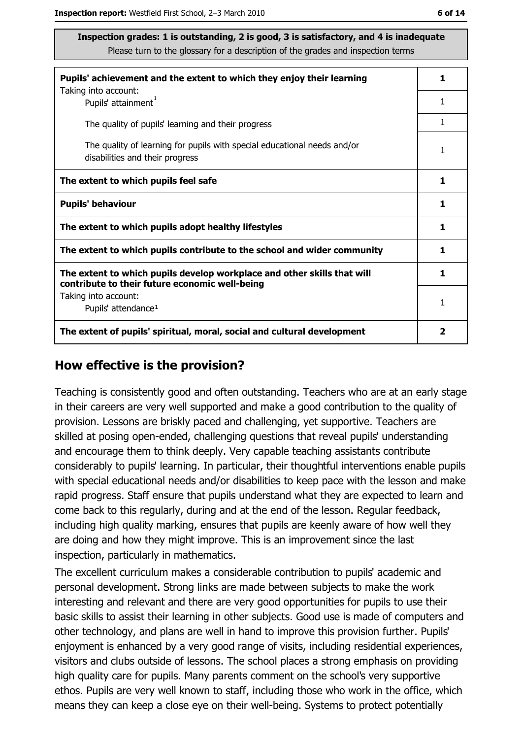**Inspection grades: 1 is outstanding, 2 is good, 3 is satisfactory, and 4 is inadequate**
Please turn to the glossary for a description of the grades and inspection terms

| | |
|---|---|
| **Pupils' achievement and the extent to which they enjoy their learning** | **1** |
| Taking into account: Pupils' attainment[1] | 1 |
| The quality of pupils' learning and their progress | 1 |
| The quality of learning for pupils with special educational needs and/or disabilities and their progress | 1 |
| **The extent to which pupils feel safe** | **1** |
| **Pupils' behaviour** | **1** |
| **The extent to which pupils adopt healthy lifestyles** | **1** |
| **The extent to which pupils contribute to the school and wider community** | **1** |
| **The extent to which pupils develop workplace and other skills that will contribute to their future economic well-being** | **1** |
| Taking into account: Pupils' attendance[1] | 1 |
| **The extent of pupils' spiritual, moral, social and cultural development** | **2** |

## How effective is the provision?

Teaching is consistently good and often outstanding. Teachers who are at an early stage in their careers are very well supported and make a good contribution to the quality of provision. Lessons are briskly paced and challenging, yet supportive. Teachers are skilled at posing open-ended, challenging questions that reveal pupils' understanding and encourage them to think deeply. Very capable teaching assistants contribute considerably to pupils' learning. In particular, their thoughtful interventions enable pupils with special educational needs and/or disabilities to keep pace with the lesson and make rapid progress. Staff ensure that pupils understand what they are expected to learn and come back to this regularly, during and at the end of the lesson. Regular feedback, including high quality marking, ensures that pupils are keenly aware of how well they are doing and how they might improve. This is an improvement since the last inspection, particularly in mathematics.

The excellent curriculum makes a considerable contribution to pupils' academic and personal development. Strong links are made between subjects to make the work interesting and relevant and there are very good opportunities for pupils to use their basic skills to assist their learning in other subjects. Good use is made of computers and other technology, and plans are well in hand to improve this provision further. Pupils' enjoyment is enhanced by a very good range of visits, including residential experiences, visitors and clubs outside of lessons. The school places a strong emphasis on providing high quality care for pupils. Many parents comment on the school's very supportive ethos. Pupils are very well known to staff, including those who work in the office, which means they can keep a close eye on their well-being. Systems to protect potentially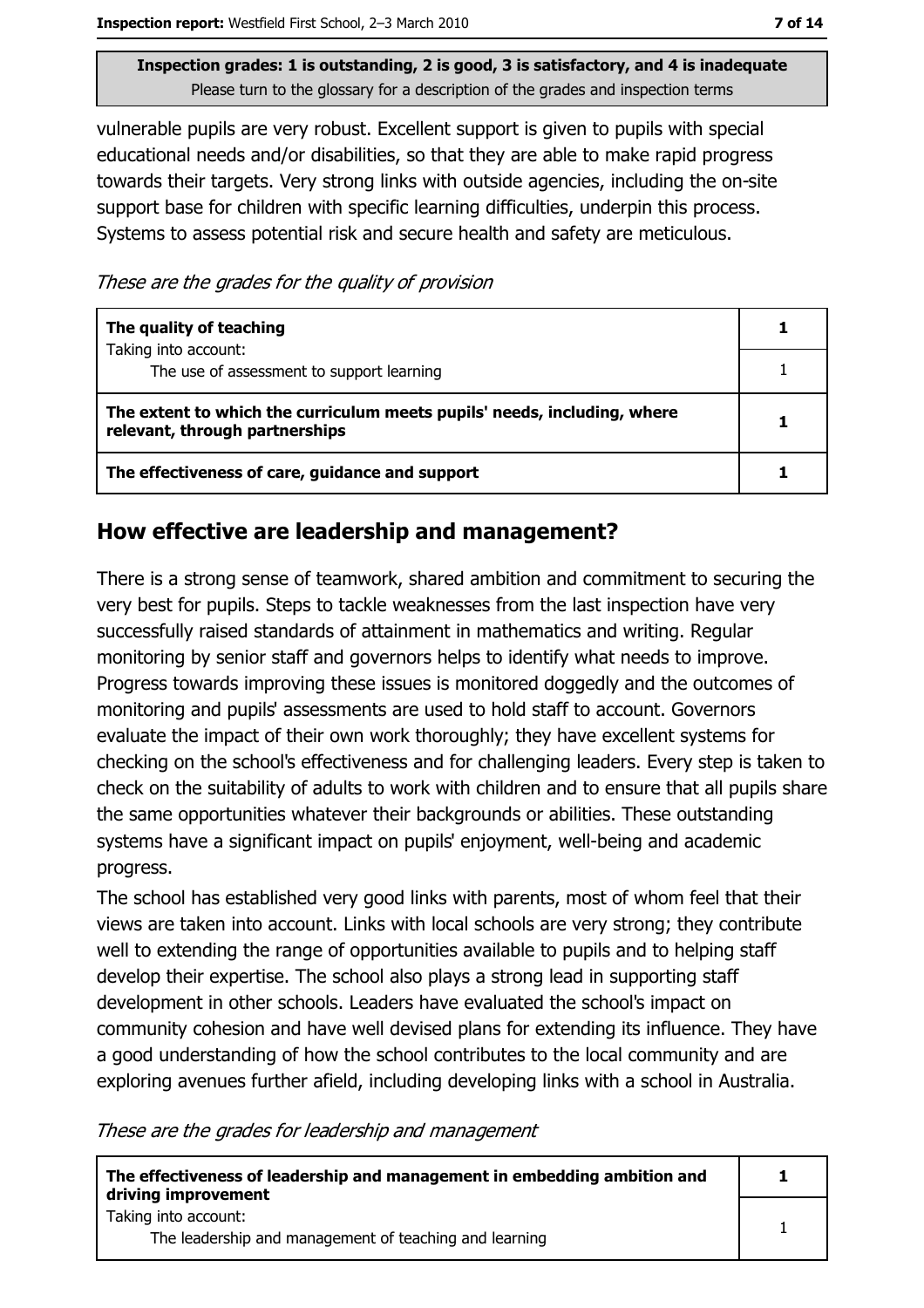**Inspection grades: 1 is outstanding, 2 is good, 3 is satisfactory, and 4 is inadequate**
Please turn to the glossary for a description of the grades and inspection terms

vulnerable pupils are very robust. Excellent support is given to pupils with special educational needs and/or disabilities, so that they are able to make rapid progress towards their targets. Very strong links with outside agencies, including the on-site support base for children with specific learning difficulties, underpin this process. Systems to assess potential risk and secure health and safety are meticulous.

*These are the grades for the quality of provision*

| | |
|---|---|
| **The quality of teaching**<br>Taking into account: | **1** |
| The use of assessment to support learning | 1 |
| **The extent to which the curriculum meets pupils' needs, including, where relevant, through partnerships** | **1** |
| **The effectiveness of care, guidance and support** | **1** |

## How effective are leadership and management?

There is a strong sense of teamwork, shared ambition and commitment to securing the very best for pupils. Steps to tackle weaknesses from the last inspection have very successfully raised standards of attainment in mathematics and writing. Regular monitoring by senior staff and governors helps to identify what needs to improve. Progress towards improving these issues is monitored doggedly and the outcomes of monitoring and pupils' assessments are used to hold staff to account. Governors evaluate the impact of their own work thoroughly; they have excellent systems for checking on the school's effectiveness and for challenging leaders. Every step is taken to check on the suitability of adults to work with children and to ensure that all pupils share the same opportunities whatever their backgrounds or abilities. These outstanding systems have a significant impact on pupils' enjoyment, well-being and academic progress.

The school has established very good links with parents, most of whom feel that their views are taken into account. Links with local schools are very strong; they contribute well to extending the range of opportunities available to pupils and to helping staff develop their expertise. The school also plays a strong lead in supporting staff development in other schools. Leaders have evaluated the school's impact on community cohesion and have well devised plans for extending its influence. They have a good understanding of how the school contributes to the local community and are exploring avenues further afield, including developing links with a school in Australia.

*These are the grades for leadership and management*

| | |
|---|---|
| **The effectiveness of leadership and management in embedding ambition and driving improvement**<br>Taking into account: | **1** |
| The leadership and management of teaching and learning | 1 |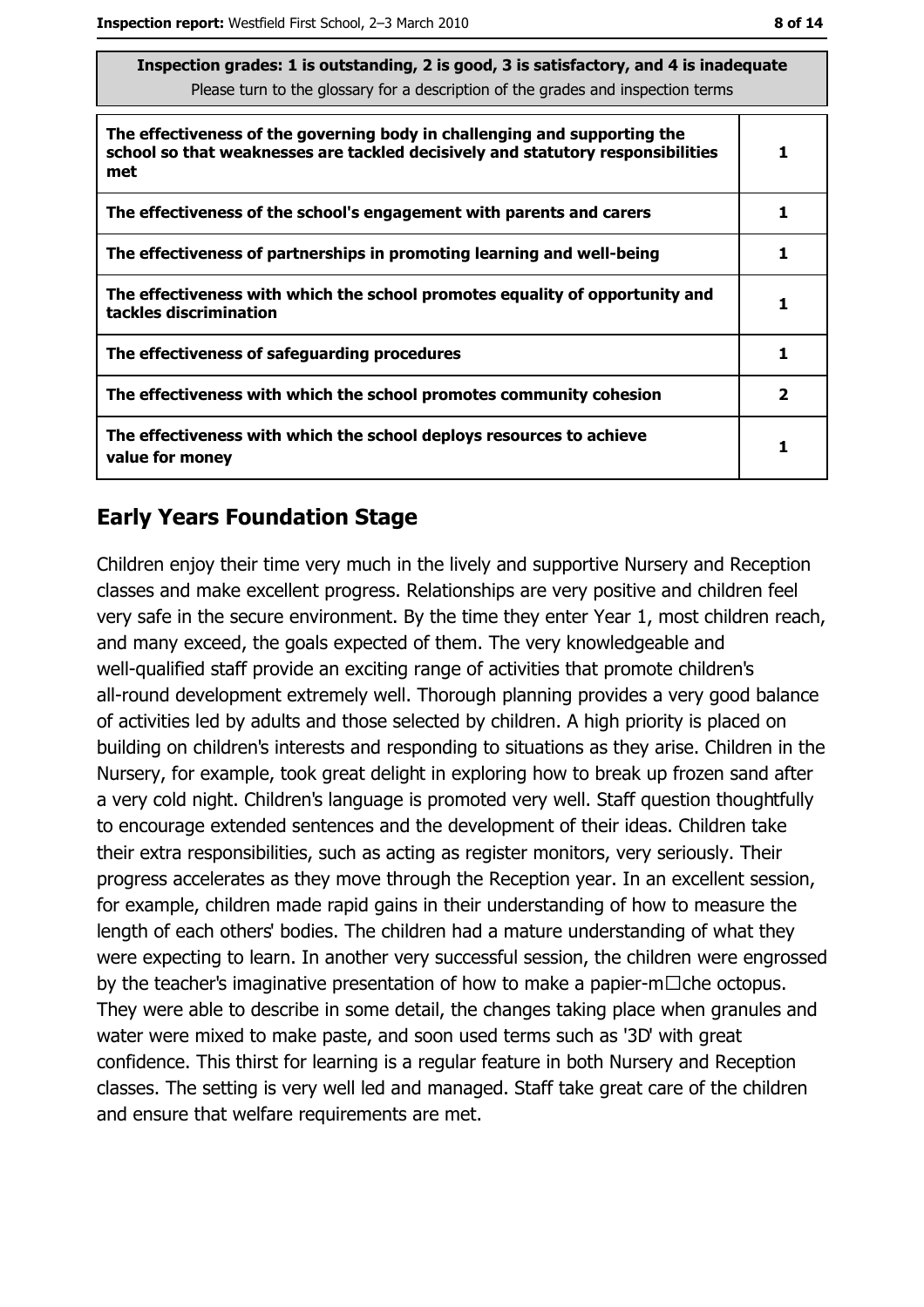| Inspection grades: 1 is outstanding, 2 is good, 3 is satisfactory, and 4 is inadequate<br>Please turn to the glossary for a description of the grades and inspection terms | |
|---|---|
| **The effectiveness of the governing body in challenging and supporting the school so that weaknesses are tackled decisively and statutory responsibilities met** | 1 |
| **The effectiveness of the school's engagement with parents and carers** | 1 |
| **The effectiveness of partnerships in promoting learning and well-being** | 1 |
| **The effectiveness with which the school promotes equality of opportunity and tackles discrimination** | 1 |
| **The effectiveness of safeguarding procedures** | 1 |
| **The effectiveness with which the school promotes community cohesion** | 2 |
| **The effectiveness with which the school deploys resources to achieve value for money** | 1 |

## Early Years Foundation Stage

Children enjoy their time very much in the lively and supportive Nursery and Reception classes and make excellent progress. Relationships are very positive and children feel very safe in the secure environment. By the time they enter Year 1, most children reach, and many exceed, the goals expected of them. The very knowledgeable and well-qualified staff provide an exciting range of activities that promote children's all-round development extremely well. Thorough planning provides a very good balance of activities led by adults and those selected by children. A high priority is placed on building on children's interests and responding to situations as they arise. Children in the Nursery, for example, took great delight in exploring how to break up frozen sand after a very cold night. Children's language is promoted very well. Staff question thoughtfully to encourage extended sentences and the development of their ideas. Children take their extra responsibilities, such as acting as register monitors, very seriously. Their progress accelerates as they move through the Reception year. In an excellent session, for example, children made rapid gains in their understanding of how to measure the length of each others' bodies. The children had a mature understanding of what they were expecting to learn. In another very successful session, the children were engrossed by the teacher's imaginative presentation of how to make a papier-m□che octopus. They were able to describe in some detail, the changes taking place when granules and water were mixed to make paste, and soon used terms such as '3D' with great confidence. This thirst for learning is a regular feature in both Nursery and Reception classes. The setting is very well led and managed. Staff take great care of the children and ensure that welfare requirements are met.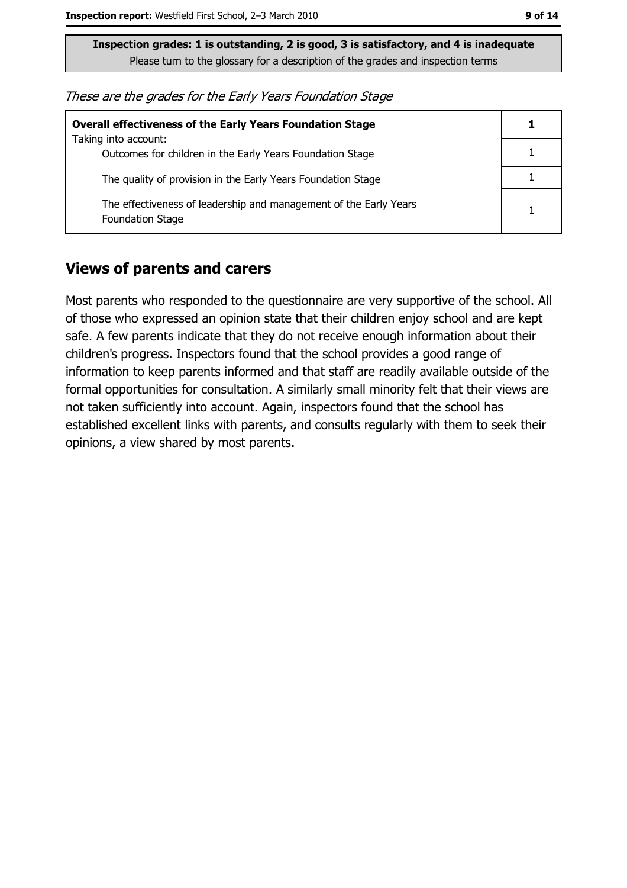**Inspection grades: 1 is outstanding, 2 is good, 3 is satisfactory, and 4 is inadequate**
Please turn to the glossary for a description of the grades and inspection terms

*These are the grades for the Early Years Foundation Stage*

| **Overall effectiveness of the Early Years Foundation Stage** Taking into account: | **1** |
|---|---|
| Outcomes for children in the Early Years Foundation Stage | 1 |
| The quality of provision in the Early Years Foundation Stage | 1 |
| The effectiveness of leadership and management of the Early Years Foundation Stage | 1 |

## Views of parents and carers

Most parents who responded to the questionnaire are very supportive of the school. All of those who expressed an opinion state that their children enjoy school and are kept safe. A few parents indicate that they do not receive enough information about their children's progress. Inspectors found that the school provides a good range of information to keep parents informed and that staff are readily available outside of the formal opportunities for consultation. A similarly small minority felt that their views are not taken sufficiently into account. Again, inspectors found that the school has established excellent links with parents, and consults regularly with them to seek their opinions, a view shared by most parents.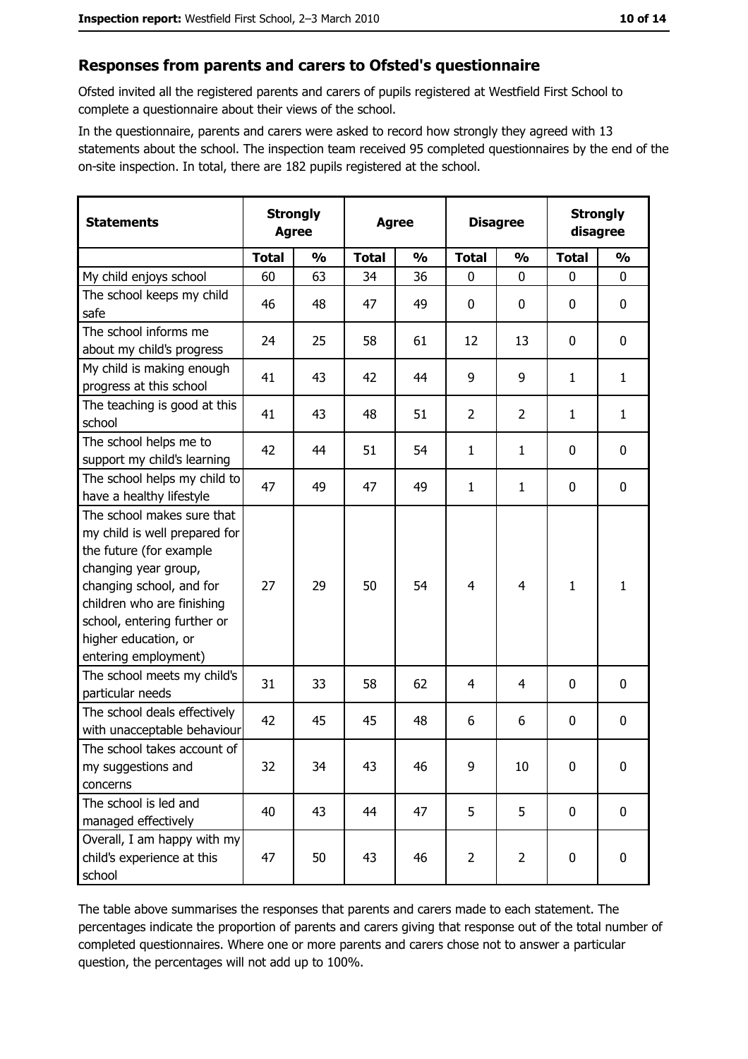## Responses from parents and carers to Ofsted's questionnaire

Ofsted invited all the registered parents and carers of pupils registered at Westfield First School to complete a questionnaire about their views of the school.

In the questionnaire, parents and carers were asked to record how strongly they agreed with 13 statements about the school. The inspection team received 95 completed questionnaires by the end of the on-site inspection. In total, there are 182 pupils registered at the school.

| Statements | Strongly Agree | | Agree | | Disagree | | Strongly disagree | |
|---|---|---|---|---|---|---|---|---|
| | Total | % | Total | % | Total | % | Total | % |
| My child enjoys school | 60 | 63 | 34 | 36 | 0 | 0 | 0 | 0 |
| The school keeps my child safe | 46 | 48 | 47 | 49 | 0 | 0 | 0 | 0 |
| The school informs me about my child's progress | 24 | 25 | 58 | 61 | 12 | 13 | 0 | 0 |
| My child is making enough progress at this school | 41 | 43 | 42 | 44 | 9 | 9 | 1 | 1 |
| The teaching is good at this school | 41 | 43 | 48 | 51 | 2 | 2 | 1 | 1 |
| The school helps me to support my child's learning | 42 | 44 | 51 | 54 | 1 | 1 | 0 | 0 |
| The school helps my child to have a healthy lifestyle | 47 | 49 | 47 | 49 | 1 | 1 | 0 | 0 |
| The school makes sure that my child is well prepared for the future (for example changing year group, changing school, and for children who are finishing school, entering further or higher education, or entering employment) | 27 | 29 | 50 | 54 | 4 | 4 | 1 | 1 |
| The school meets my child's particular needs | 31 | 33 | 58 | 62 | 4 | 4 | 0 | 0 |
| The school deals effectively with unacceptable behaviour | 42 | 45 | 45 | 48 | 6 | 6 | 0 | 0 |
| The school takes account of my suggestions and concerns | 32 | 34 | 43 | 46 | 9 | 10 | 0 | 0 |
| The school is led and managed effectively | 40 | 43 | 44 | 47 | 5 | 5 | 0 | 0 |
| Overall, I am happy with my child's experience at this school | 47 | 50 | 43 | 46 | 2 | 2 | 0 | 0 |

The table above summarises the responses that parents and carers made to each statement. The percentages indicate the proportion of parents and carers giving that response out of the total number of completed questionnaires. Where one or more parents and carers chose not to answer a particular question, the percentages will not add up to 100%.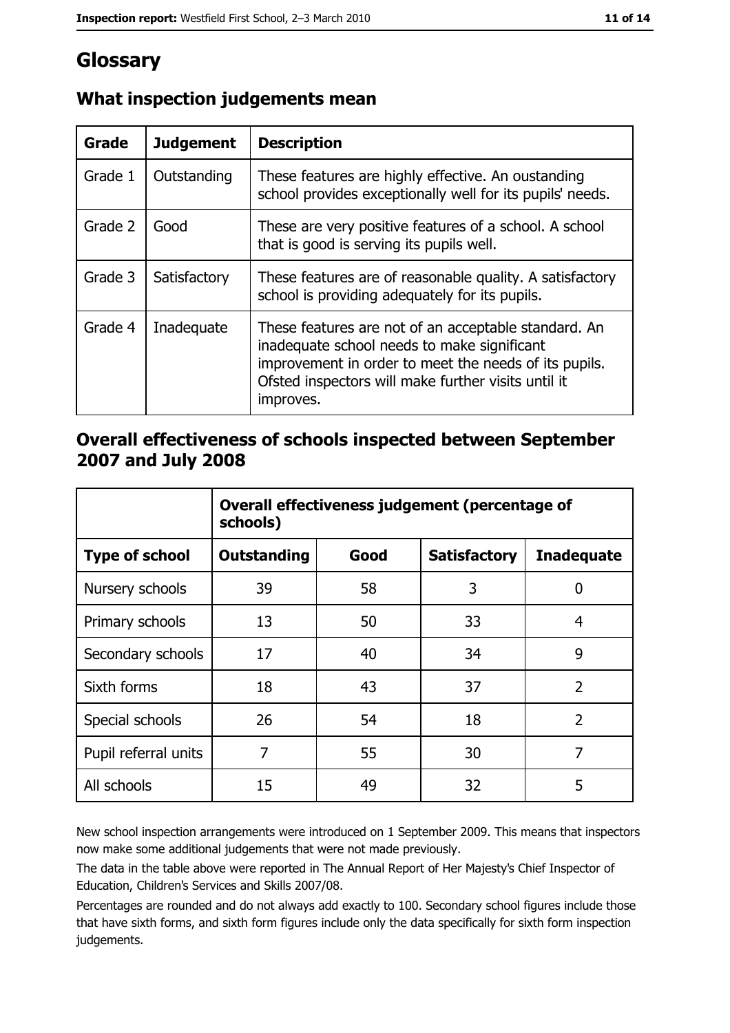# Glossary

## What inspection judgements mean

| Grade | Judgement | Description |
| --- | --- | --- |
| Grade 1 | Outstanding | These features are highly effective. An oustanding school provides exceptionally well for its pupils' needs. |
| Grade 2 | Good | These are very positive features of a school. A school that is good is serving its pupils well. |
| Grade 3 | Satisfactory | These features are of reasonable quality. A satisfactory school is providing adequately for its pupils. |
| Grade 4 | Inadequate | These features are not of an acceptable standard. An inadequate school needs to make significant improvement in order to meet the needs of its pupils. Ofsted inspectors will make further visits until it improves. |

## Overall effectiveness of schools inspected between September 2007 and July 2008

| | Overall effectiveness judgement (percentage of schools) | | | |
| --- | --- | --- | --- | --- |
| **Type of school** | **Outstanding** | **Good** | **Satisfactory** | **Inadequate** |
| Nursery schools | 39 | 58 | 3 | 0 |
| Primary schools | 13 | 50 | 33 | 4 |
| Secondary schools | 17 | 40 | 34 | 9 |
| Sixth forms | 18 | 43 | 37 | 2 |
| Special schools | 26 | 54 | 18 | 2 |
| Pupil referral units | 7 | 55 | 30 | 7 |
| All schools | 15 | 49 | 32 | 5 |

New school inspection arrangements were introduced on 1 September 2009. This means that inspectors now make some additional judgements that were not made previously.

The data in the table above were reported in The Annual Report of Her Majesty's Chief Inspector of Education, Children's Services and Skills 2007/08.

Percentages are rounded and do not always add exactly to 100. Secondary school figures include those that have sixth forms, and sixth form figures include only the data specifically for sixth form inspection judgements.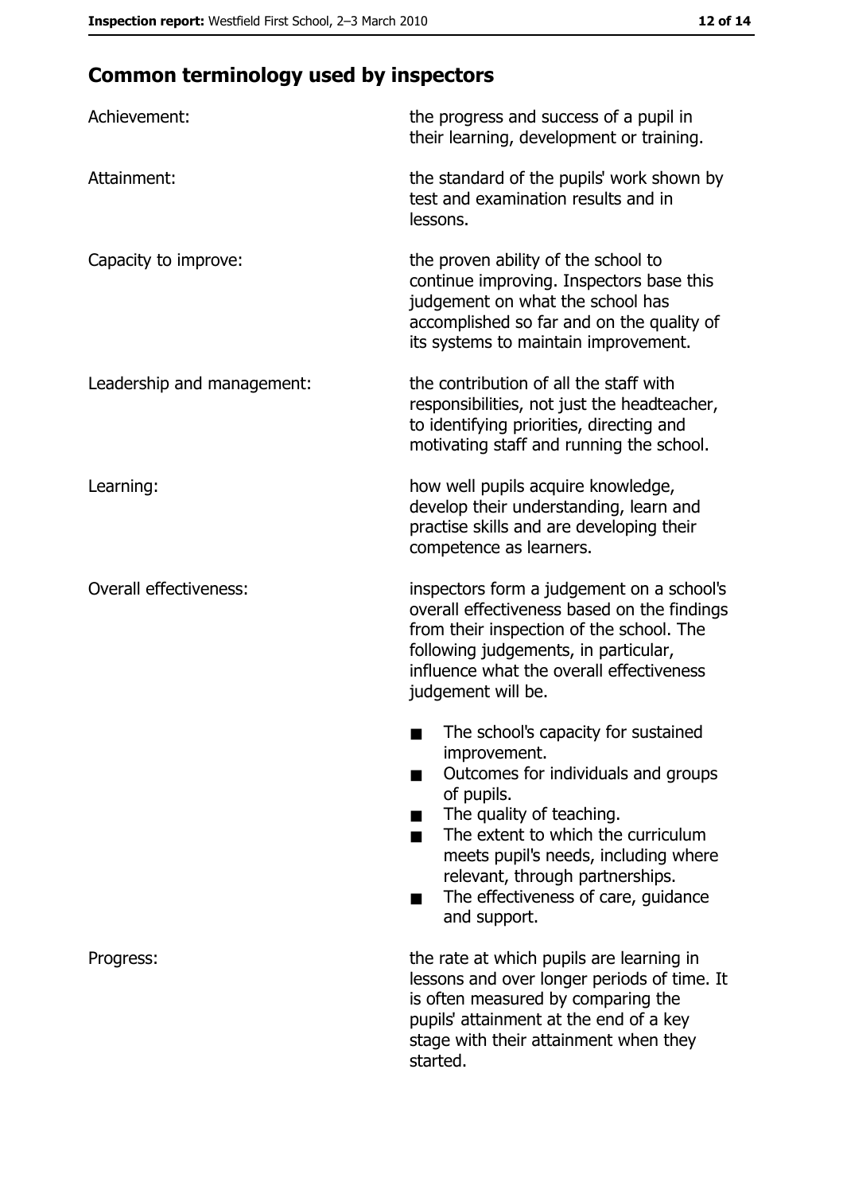## Common terminology used by inspectors

**Achievement:** the progress and success of a pupil in their learning, development or training.

**Attainment:** the standard of the pupils' work shown by test and examination results and in lessons.

**Capacity to improve:** the proven ability of the school to continue improving. Inspectors base this judgement on what the school has accomplished so far and on the quality of its systems to maintain improvement.

**Leadership and management:** the contribution of all the staff with responsibilities, not just the headteacher, to identifying priorities, directing and motivating staff and running the school.

**Learning:** how well pupils acquire knowledge, develop their understanding, learn and practise skills and are developing their competence as learners.

**Overall effectiveness:** inspectors form a judgement on a school's overall effectiveness based on the findings from their inspection of the school. The following judgements, in particular, influence what the overall effectiveness judgement will be.

- The school's capacity for sustained improvement.
- Outcomes for individuals and groups of pupils.
- The quality of teaching.
- The extent to which the curriculum meets pupil's needs, including where relevant, through partnerships.
- The effectiveness of care, guidance and support.

**Progress:** the rate at which pupils are learning in lessons and over longer periods of time. It is often measured by comparing the pupils' attainment at the end of a key stage with their attainment when they started.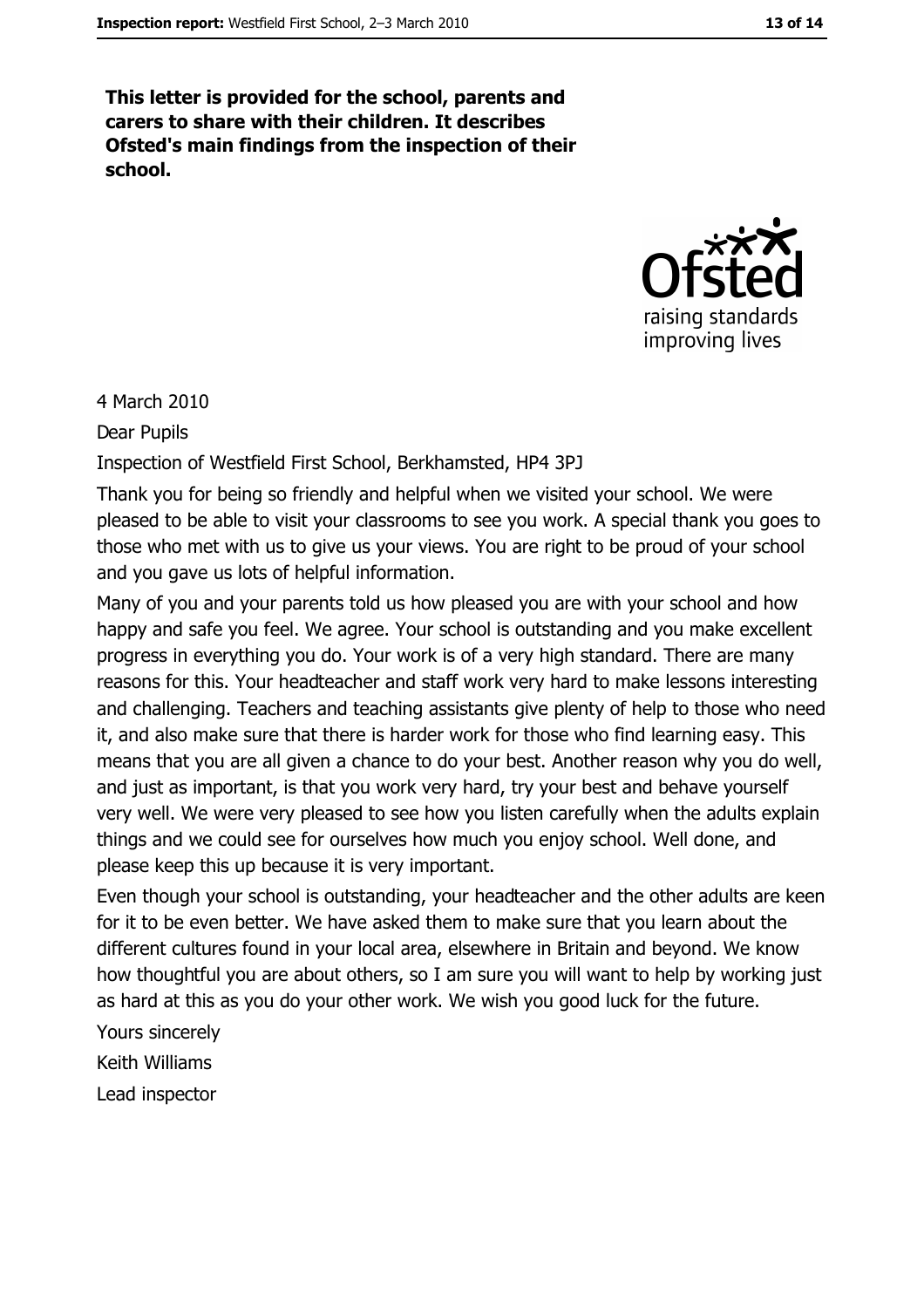**This letter is provided for the school, parents and carers to share with their children. It describes Ofsted's main findings from the inspection of their school.**

4 March 2010

Dear Pupils

Inspection of Westfield First School, Berkhamsted, HP4 3PJ

Thank you for being so friendly and helpful when we visited your school. We were pleased to be able to visit your classrooms to see you work. A special thank you goes to those who met with us to give us your views. You are right to be proud of your school and you gave us lots of helpful information.

Many of you and your parents told us how pleased you are with your school and how happy and safe you feel. We agree. Your school is outstanding and you make excellent progress in everything you do. Your work is of a very high standard. There are many reasons for this. Your headteacher and staff work very hard to make lessons interesting and challenging. Teachers and teaching assistants give plenty of help to those who need it, and also make sure that there is harder work for those who find learning easy. This means that you are all given a chance to do your best. Another reason why you do well, and just as important, is that you work very hard, try your best and behave yourself very well. We were very pleased to see how you listen carefully when the adults explain things and we could see for ourselves how much you enjoy school. Well done, and please keep this up because it is very important.

Even though your school is outstanding, your headteacher and the other adults are keen for it to be even better. We have asked them to make sure that you learn about the different cultures found in your local area, elsewhere in Britain and beyond. We know how thoughtful you are about others, so I am sure you will want to help by working just as hard at this as you do your other work. We wish you good luck for the future.

Yours sincerely

Keith Williams

Lead inspector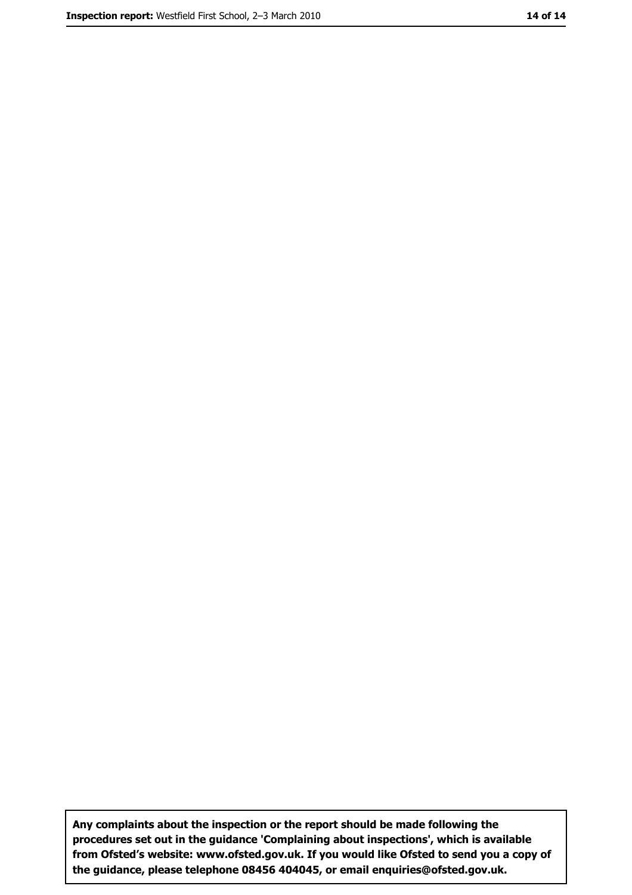**Any complaints about the inspection or the report should be made following the procedures set out in the guidance 'Complaining about inspections', which is available from Ofsted's website: www.ofsted.gov.uk. If you would like Ofsted to send you a copy of the guidance, please telephone 08456 404045, or email enquiries@ofsted.gov.uk.**